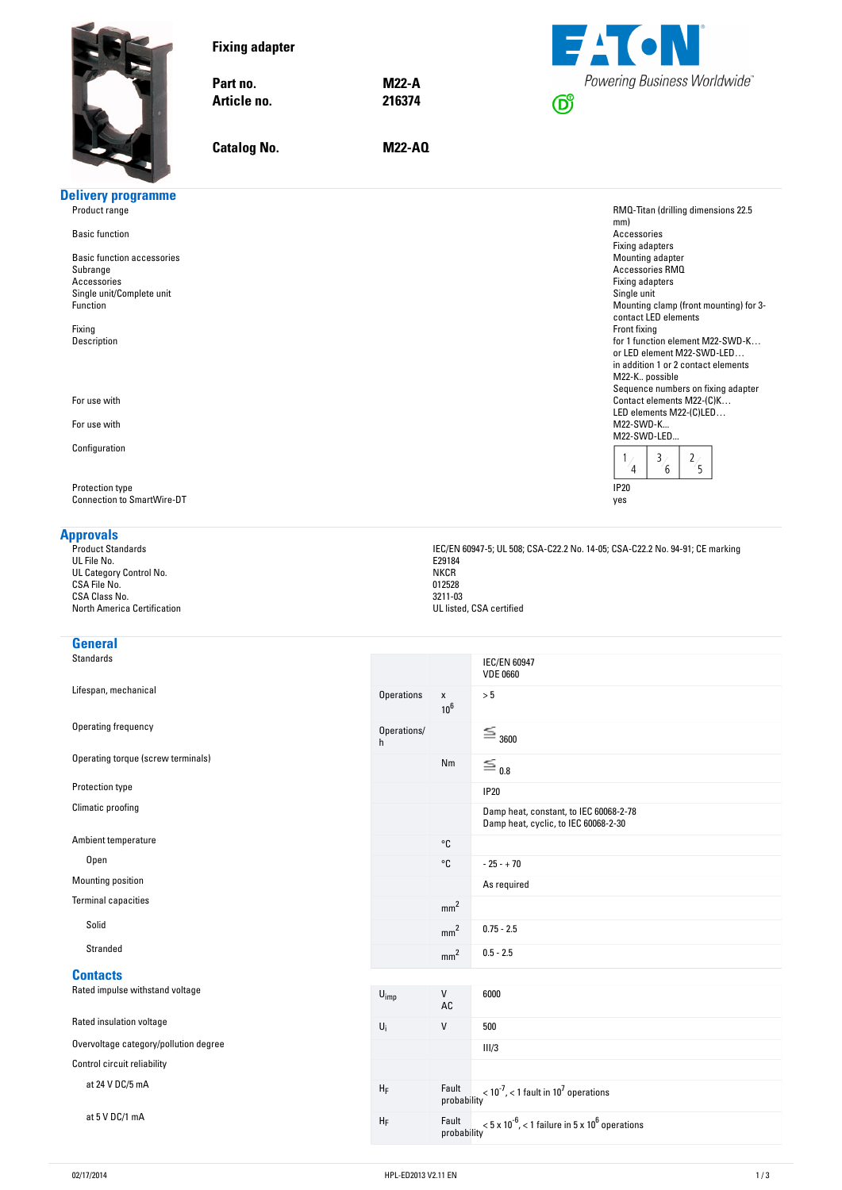**Fixing adapter**

| | |
|---|---|
| **Part no.** | **M22-A** |
| **Article no.** | **216374** |
| **Catalog No.** | **M22-AQ** |

EATON
Powering Business Worldwide™

## Delivery programme

| | |
|---|---|
| Product range | RMQ-Titan (drilling dimensions 22.5 mm) |
| Basic function | Accessories<br>Fixing adapters |
| Basic function accessories | Mounting adapter |
| Subrange | Accessories RMQ |
| Accessories | Fixing adapters |
| Single unit/Complete unit | Single unit |
| Function | Mounting clamp (front mounting) for 3-contact LED elements |
| Fixing | Front fixing |
| Description | for 1 function element M22-SWD-K…<br>or LED element M22-SWD-LED…<br>in addition 1 or 2 contact elements M22-K.. possible<br>Sequence numbers on fixing adapter |
| For use with | Contact elements M22-(C)K…<br>LED elements M22-(C)LED… |
| For use with | M22-SWD-K…<br>M22-SWD-LED… |
| Configuration | 1 4 / 3 6 / 2 5 |
| Protection type | IP20 |
| Connection to SmartWire-DT | yes |

## Approvals

| | |
|---|---|
| Product Standards | IEC/EN 60947-5; UL 508; CSA-C22.2 No. 14-05; CSA-C22.2 No. 94-91; CE marking |
| UL File No. | E29184 |
| UL Category Control No. | NKCR |
| CSA File No. | 012528 |
| CSA Class No. | 3211-03 |
| North America Certification | UL listed, CSA certified |

## General

| | | | |
|---|---|---|---|
| Standards | | | IEC/EN 60947<br>VDE 0660 |
| Lifespan, mechanical | Operations | $x\ 10^6$ | > 5 |
| Operating frequency | Operations/h | | ≦ 3600 |
| Operating torque (screw terminals) | | Nm | ≦ 0.8 |
| Protection type | | | IP20 |
| Climatic proofing | | | Damp heat, constant, to IEC 60068-2-78<br>Damp heat, cyclic, to IEC 60068-2-30 |
| Ambient temperature | | °C | |
| Open | | °C | - 25 - + 70 |
| Mounting position | | | As required |
| Terminal capacities | | $mm^2$ | |
| Solid | | $mm^2$ | 0.75 - 2.5 |
| Stranded | | $mm^2$ | 0.5 - 2.5 |

## Contacts

| | | | |
|---|---|---|---|
| Rated impulse withstand voltage | $U_{imp}$ | V AC | 6000 |
| Rated insulation voltage | $U_i$ | V | 500 |
| Overvoltage category/pollution degree | | | III/3 |
| Control circuit reliability | | | |
| at 24 V DC/5 mA | $H_F$ | Fault probability | $< 10^{-7}$, < 1 fault in $10^7$ operations |
| at 5 V DC/1 mA | $H_F$ | Fault probability | $< 5 \times 10^{-6}$, < 1 failure in $5 \times 10^6$ operations |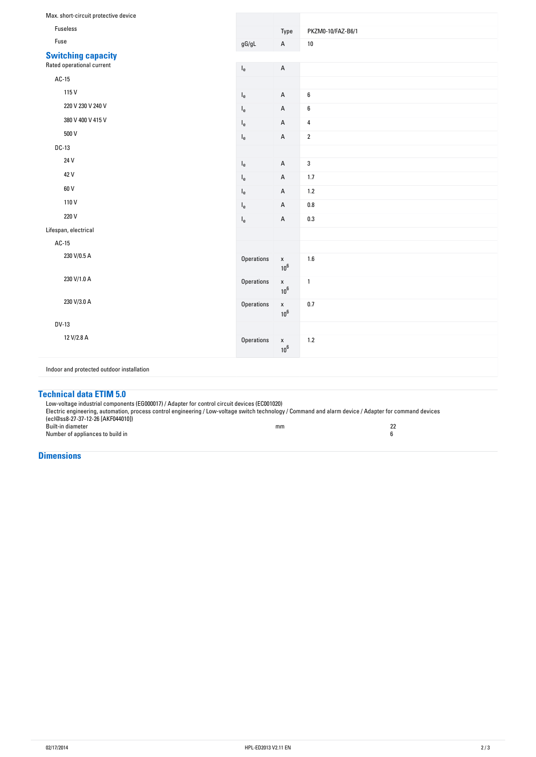| | | | |
|---|---|---|---|
| Max. short-circuit protective device | | | |
| Fuseless | | Type | PKZM0-10/FAZ-B6/1 |
| Fuse | gG/gL | A | 10 |

## Switching capacity

| | | | |
|---|---|---|---|
| Rated operational current | $I_e$ | A | |
| AC-15 | | | |
| 115 V | $I_e$ | A | 6 |
| 220 V 230 V 240 V | $I_e$ | A | 6 |
| 380 V 400 V 415 V | $I_e$ | A | 4 |
| 500 V | $I_e$ | A | 2 |
| DC-13 | | | |
| 24 V | $I_e$ | A | 3 |
| 42 V | $I_e$ | A | 1.7 |
| 60 V | $I_e$ | A | 1.2 |
| 110 V | $I_e$ | A | 0.8 |
| 220 V | $I_e$ | A | 0.3 |
| Lifespan, electrical | | | |
| AC-15 | | | |
| 230 V/0.5 A | Operations | $x\ 10^6$ | 1.6 |
| 230 V/1.0 A | Operations | $x\ 10^6$ | 1 |
| 230 V/3.0 A | Operations | $x\ 10^6$ | 0.7 |
| DV-13 | | | |
| 12 V/2.8 A | Operations | $x\ 10^6$ | 1.2 |

Indoor and protected outdoor installation

## Technical data ETIM 5.0

Low-voltage industrial components (EG000017) / Adapter for control circuit devices (EC001020)

Electric engineering, automation, process control engineering / Low-voltage switch technology / Command and alarm device / Adapter for command devices (ecl@ss8-27-37-12-26 [AKF044010])

| | | |
|---|---|---|
| Built-in diameter | mm | 22 |
| Number of appliances to build in | | 6 |

## Dimensions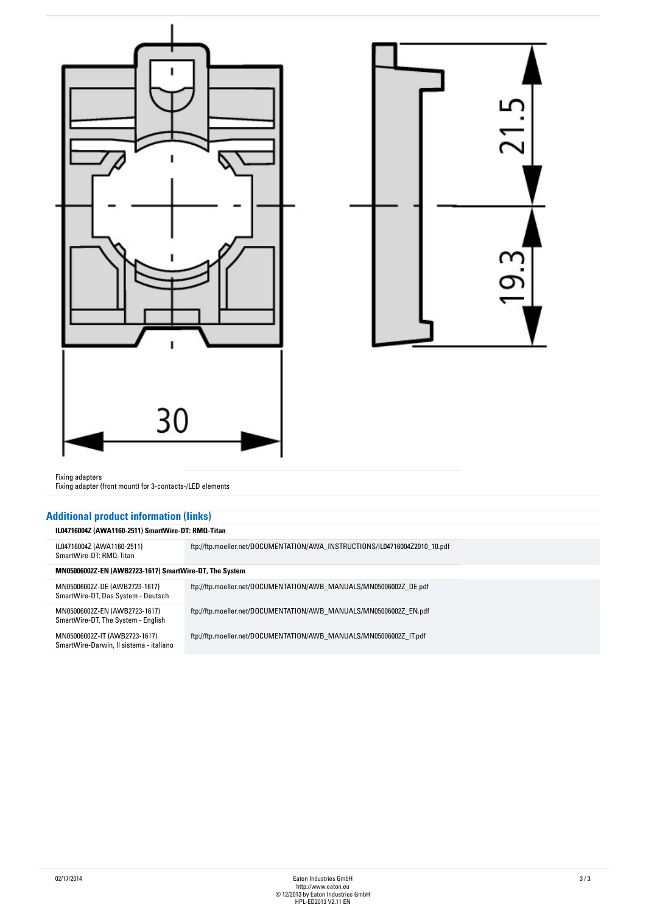30

21.5

19.3

Fixing adapters
Fixing adapter (front mount) for 3-contacts-/LED elements

## Additional product information (links)

**IL04716004Z (AWA1160-2511) SmartWire-DT: RMQ-Titan**

| | |
|---|---|
| IL04716004Z (AWA1160-2511) SmartWire-DT: RMQ-Titan | ftp://ftp.moeller.net/DOCUMENTATION/AWA_INSTRUCTIONS/IL04716004Z2010_10.pdf |

**MN05006002Z-EN (AWB2723-1617) SmartWire-DT, The System**

| | |
|---|---|
| MN05006002Z-DE (AWB2723-1617) SmartWire-DT, Das System - Deutsch | ftp://ftp.moeller.net/DOCUMENTATION/AWB_MANUALS/MN05006002Z_DE.pdf |
| MN05006002Z-EN (AWB2723-1617) SmartWire-DT, The System - English | ftp://ftp.moeller.net/DOCUMENTATION/AWB_MANUALS/MN05006002Z_EN.pdf |
| MN05006002Z-IT (AWB2723-1617) SmartWire-Darwin, Il sistema - italiano | ftp://ftp.moeller.net/DOCUMENTATION/AWB_MANUALS/MN05006002Z_IT.pdf |